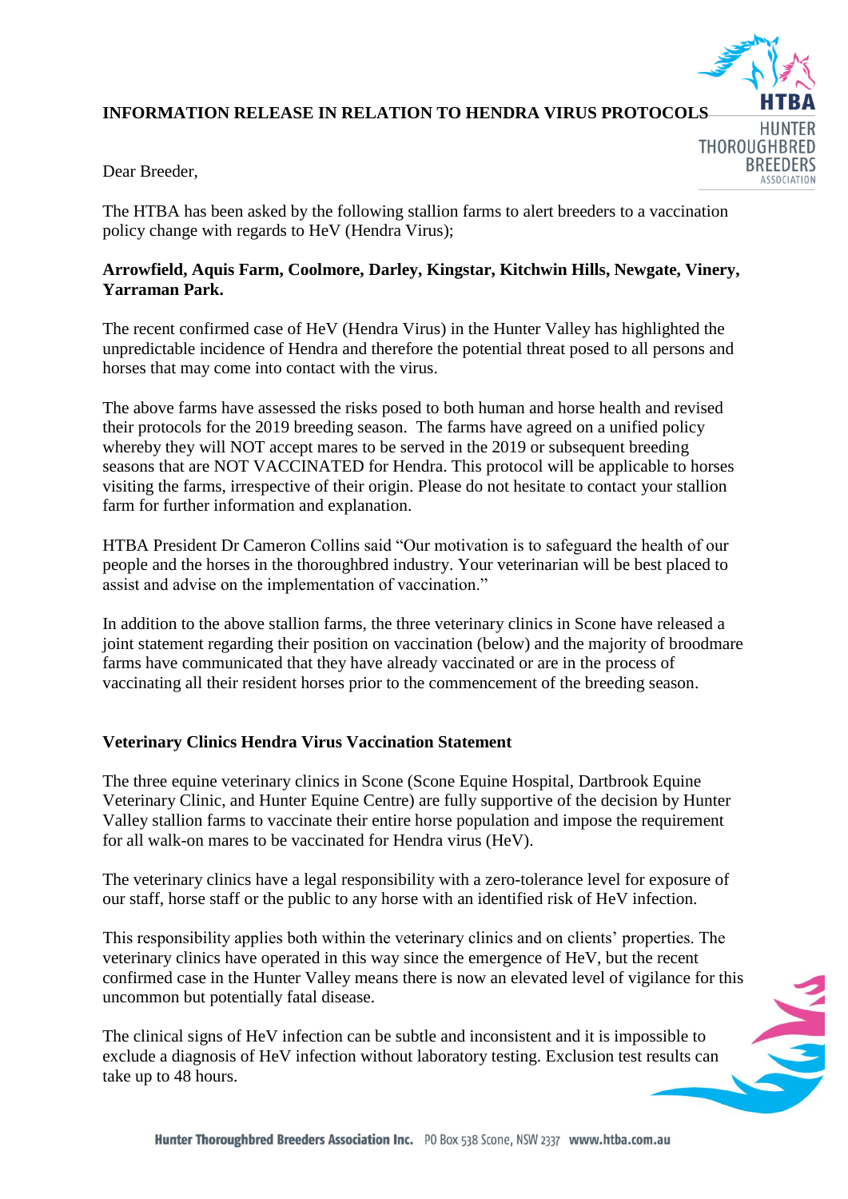## INFORMATION RELEASE IN RELATION TO HENDRA VIRUS PROTOCOLS

Dear Breeder,

The HTBA has been asked by the following stallion farms to alert breeders to a vaccination policy change with regards to HeV (Hendra Virus);

**Arrowfield, Aquis Farm, Coolmore, Darley, Kingstar, Kitchwin Hills, Newgate, Vinery, Yarraman Park.**

The recent confirmed case of HeV (Hendra Virus) in the Hunter Valley has highlighted the unpredictable incidence of Hendra and therefore the potential threat posed to all persons and horses that may come into contact with the virus.

The above farms have assessed the risks posed to both human and horse health and revised their protocols for the 2019 breeding season. The farms have agreed on a unified policy whereby they will NOT accept mares to be served in the 2019 or subsequent breeding seasons that are NOT VACCINATED for Hendra. This protocol will be applicable to horses visiting the farms, irrespective of their origin. Please do not hesitate to contact your stallion farm for further information and explanation.

HTBA President Dr Cameron Collins said "Our motivation is to safeguard the health of our people and the horses in the thoroughbred industry. Your veterinarian will be best placed to assist and advise on the implementation of vaccination."

In addition to the above stallion farms, the three veterinary clinics in Scone have released a joint statement regarding their position on vaccination (below) and the majority of broodmare farms have communicated that they have already vaccinated or are in the process of vaccinating all their resident horses prior to the commencement of the breeding season.

### Veterinary Clinics Hendra Virus Vaccination Statement

The three equine veterinary clinics in Scone (Scone Equine Hospital, Dartbrook Equine Veterinary Clinic, and Hunter Equine Centre) are fully supportive of the decision by Hunter Valley stallion farms to vaccinate their entire horse population and impose the requirement for all walk-on mares to be vaccinated for Hendra virus (HeV).

The veterinary clinics have a legal responsibility with a zero-tolerance level for exposure of our staff, horse staff or the public to any horse with an identified risk of HeV infection.

This responsibility applies both within the veterinary clinics and on clients' properties. The veterinary clinics have operated in this way since the emergence of HeV, but the recent confirmed case in the Hunter Valley means there is now an elevated level of vigilance for this uncommon but potentially fatal disease.

The clinical signs of HeV infection can be subtle and inconsistent and it is impossible to exclude a diagnosis of HeV infection without laboratory testing. Exclusion test results can take up to 48 hours.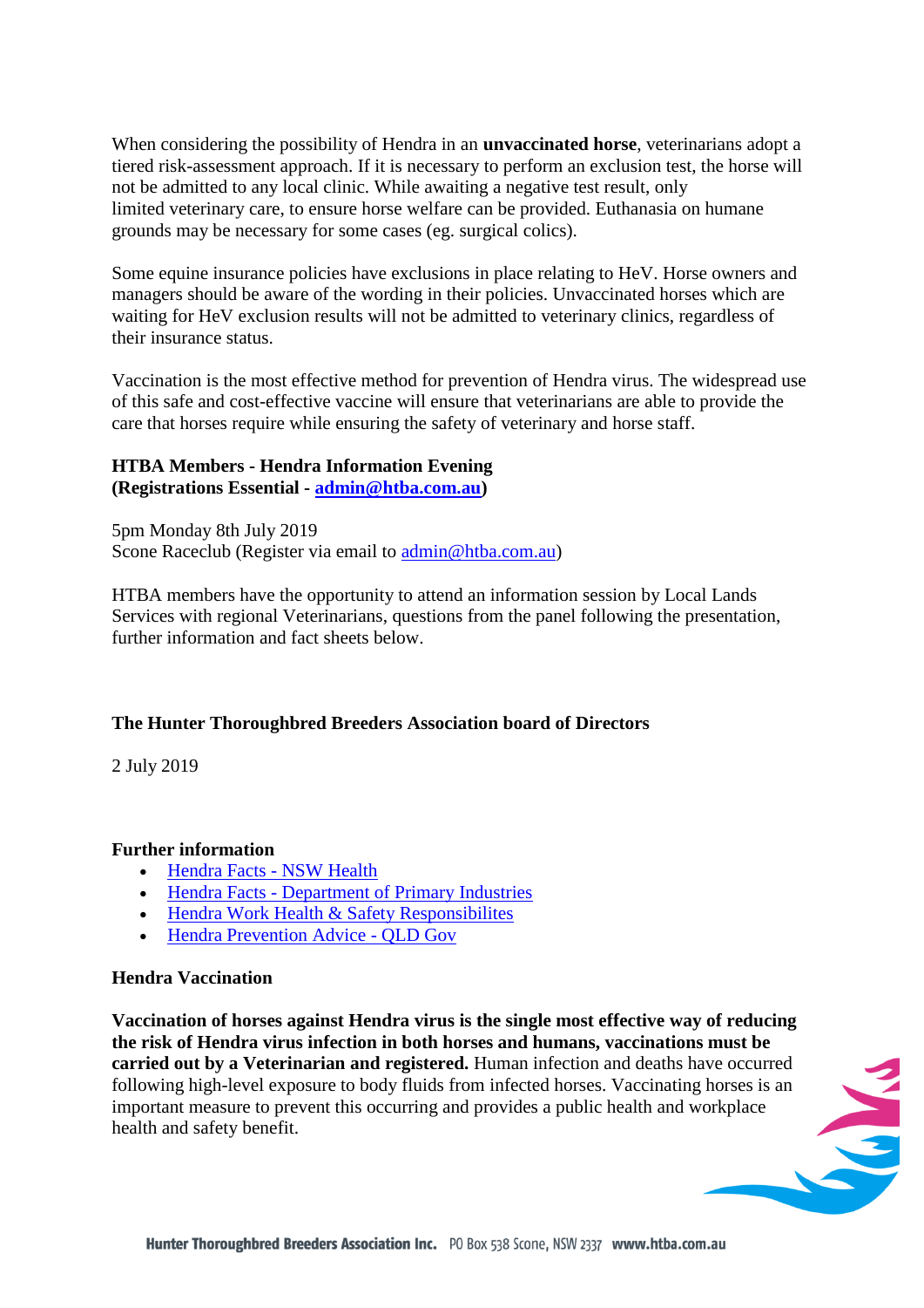When considering the possibility of Hendra in an **unvaccinated horse**, veterinarians adopt a tiered risk-assessment approach. If it is necessary to perform an exclusion test, the horse will not be admitted to any local clinic. While awaiting a negative test result, only limited veterinary care, to ensure horse welfare can be provided. Euthanasia on humane grounds may be necessary for some cases (eg. surgical colics).

Some equine insurance policies have exclusions in place relating to HeV. Horse owners and managers should be aware of the wording in their policies. Unvaccinated horses which are waiting for HeV exclusion results will not be admitted to veterinary clinics, regardless of their insurance status.

Vaccination is the most effective method for prevention of Hendra virus. The widespread use of this safe and cost-effective vaccine will ensure that veterinarians are able to provide the care that horses require while ensuring the safety of veterinary and horse staff.

**HTBA Members - Hendra Information Evening**
**(Registrations Essential - [admin@htba.com.au](mailto:admin@htba.com.au))**

5pm Monday 8th July 2019
Scone Raceclub (Register via email to [admin@htba.com.au](mailto:admin@htba.com.au))

HTBA members have the opportunity to attend an information session by Local Lands Services with regional Veterinarians, questions from the panel following the presentation, further information and fact sheets below.

**The Hunter Thoroughbred Breeders Association board of Directors**

2 July 2019

**Further information**

- Hendra Facts - NSW Health
- Hendra Facts - Department of Primary Industries
- Hendra Work Health & Safety Responsibilites
- Hendra Prevention Advice - QLD Gov

**Hendra Vaccination**

**Vaccination of horses against Hendra virus is the single most effective way of reducing the risk of Hendra virus infection in both horses and humans, vaccinations must be carried out by a Veterinarian and registered.** Human infection and deaths have occurred following high-level exposure to body fluids from infected horses. Vaccinating horses is an important measure to prevent this occurring and provides a public health and workplace health and safety benefit.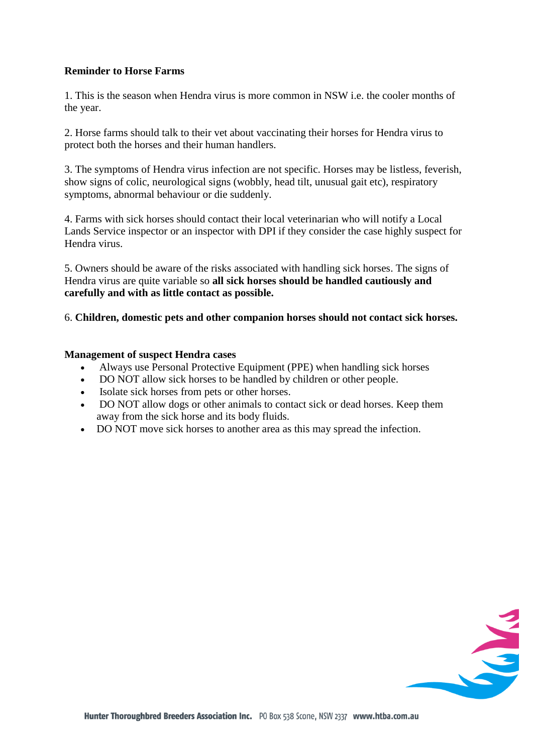**Reminder to Horse Farms**

1. This is the season when Hendra virus is more common in NSW i.e. the cooler months of the year.

2. Horse farms should talk to their vet about vaccinating their horses for Hendra virus to protect both the horses and their human handlers.

3. The symptoms of Hendra virus infection are not specific. Horses may be listless, feverish, show signs of colic, neurological signs (wobbly, head tilt, unusual gait etc), respiratory symptoms, abnormal behaviour or die suddenly.

4. Farms with sick horses should contact their local veterinarian who will notify a Local Lands Service inspector or an inspector with DPI if they consider the case highly suspect for Hendra virus.

5. Owners should be aware of the risks associated with handling sick horses. The signs of Hendra virus are quite variable so **all sick horses should be handled cautiously and carefully and with as little contact as possible.**

6. **Children, domestic pets and other companion horses should not contact sick horses.**

**Management of suspect Hendra cases**

- Always use Personal Protective Equipment (PPE) when handling sick horses
- DO NOT allow sick horses to be handled by children or other people.
- Isolate sick horses from pets or other horses.
- DO NOT allow dogs or other animals to contact sick or dead horses. Keep them away from the sick horse and its body fluids.
- DO NOT move sick horses to another area as this may spread the infection.